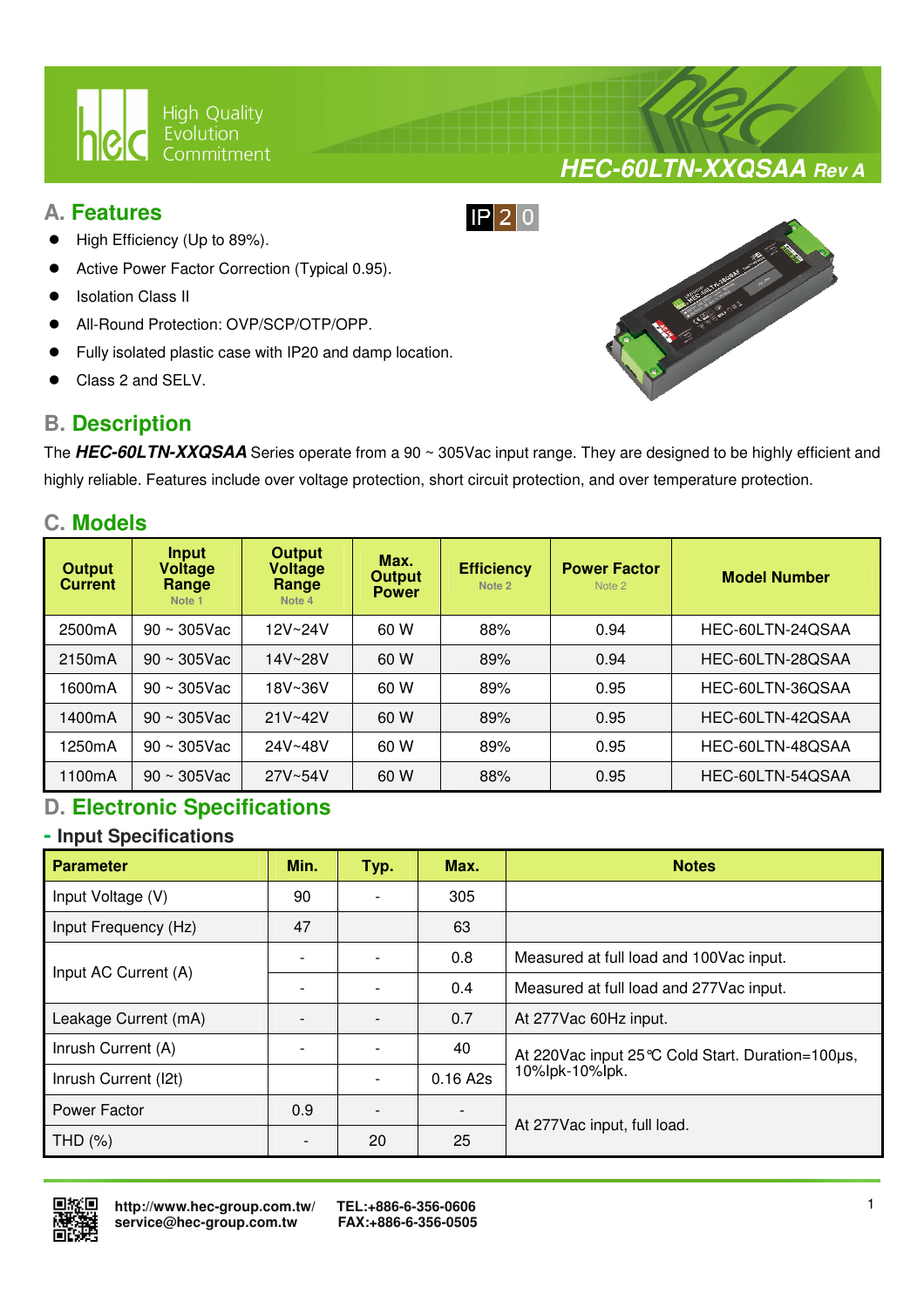High Quality Evolution Commitment

**HEC-60LTN-XXQSAA Rev A**

## A. Features

IP20

- High Efficiency (Up to 89%).
- Active Power Factor Correction (Typical 0.95).
- Isolation Class II
- All-Round Protection: OVP/SCP/OTP/OPP.
- Fully isolated plastic case with IP20 and damp location.
- Class 2 and SELV.

## B. Description

The ***HEC-60LTN-XXQSAA*** Series operate from a 90 ~ 305Vac input range. They are designed to be highly efficient and highly reliable. Features include over voltage protection, short circuit protection, and over temperature protection.

## C. Models

| Output Current | Input Voltage Range Note 1 | Output Voltage Range Note 4 | Max. Output Power | Efficiency Note 2 | Power Factor Note 2 | Model Number |
|---|---|---|---|---|---|---|
| 2500mA | 90 ~ 305Vac | 12V~24V | 60 W | 88% | 0.94 | HEC-60LTN-24QSAA |
| 2150mA | 90 ~ 305Vac | 14V~28V | 60 W | 89% | 0.94 | HEC-60LTN-28QSAA |
| 1600mA | 90 ~ 305Vac | 18V~36V | 60 W | 89% | 0.95 | HEC-60LTN-36QSAA |
| 1400mA | 90 ~ 305Vac | 21V~42V | 60 W | 89% | 0.95 | HEC-60LTN-42QSAA |
| 1250mA | 90 ~ 305Vac | 24V~48V | 60 W | 89% | 0.95 | HEC-60LTN-48QSAA |
| 1100mA | 90 ~ 305Vac | 27V~54V | 60 W | 88% | 0.95 | HEC-60LTN-54QSAA |

## D. Electronic Specifications

### - Input Specifications

| Parameter | Min. | Typ. | Max. | Notes |
|---|---|---|---|---|
| Input Voltage (V) | 90 | - | 305 | |
| Input Frequency (Hz) | 47 | | 63 | |
| Input AC Current (A) | - | - | 0.8 | Measured at full load and 100Vac input. |
| | - | - | 0.4 | Measured at full load and 277Vac input. |
| Leakage Current (mA) | - | - | 0.7 | At 277Vac 60Hz input. |
| Inrush Current (A) | - | - | 40 | At 220Vac input 25℃ Cold Start. Duration=100μs, 10%Ipk-10%Ipk. |
| Inrush Current (I2t) | | - | 0.16 A2s | |
| Power Factor | 0.9 | - | - | At 277Vac input, full load. |
| THD (%) | - | 20 | 25 | |

http://www.hec-group.com.tw/
service@hec-group.com.tw

TEL:+886-6-356-0606
FAX:+886-6-356-0505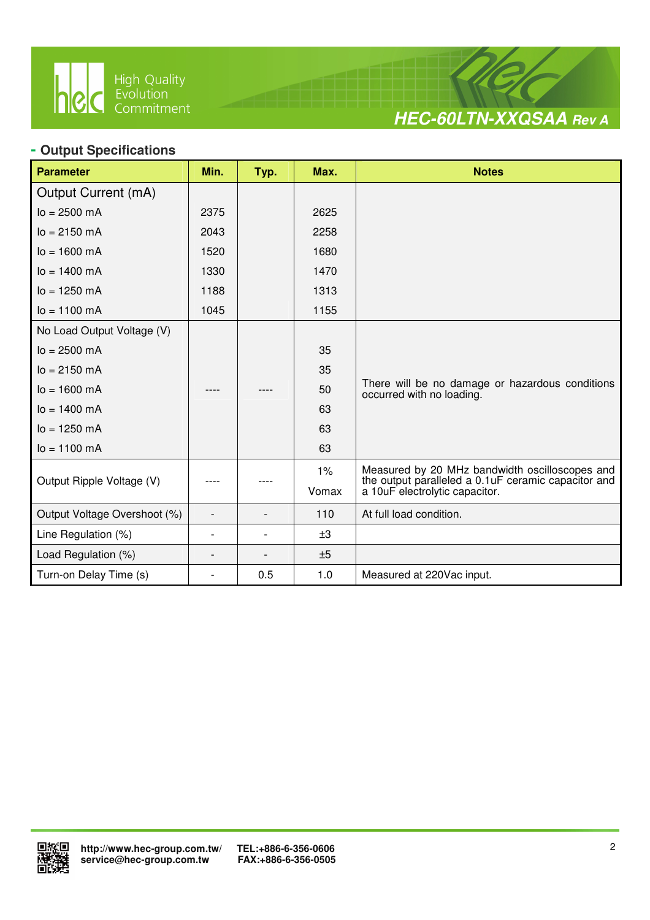## - Output Specifications

| Parameter | Min. | Typ. | Max. | Notes |
|---|---|---|---|---|
| Output Current (mA) | | | | |
| Io = 2500 mA | 2375 | | 2625 | |
| Io = 2150 mA | 2043 | | 2258 | |
| Io = 1600 mA | 1520 | | 1680 | |
| Io = 1400 mA | 1330 | | 1470 | |
| Io = 1250 mA | 1188 | | 1313 | |
| Io = 1100 mA | 1045 | | 1155 | |
| No Load Output Voltage (V) | | | | There will be no damage or hazardous conditions occurred with no loading. |
| Io = 2500 mA | ---- | ---- | 35 | |
| Io = 2150 mA | | | 35 | |
| Io = 1600 mA | | | 50 | |
| Io = 1400 mA | | | 63 | |
| Io = 1250 mA | | | 63 | |
| Io = 1100 mA | | | 63 | |
| Output Ripple Voltage (V) | ---- | ---- | 1% Vomax | Measured by 20 MHz bandwidth oscilloscopes and the output paralleled a 0.1uF ceramic capacitor and a 10uF electrolytic capacitor. |
| Output Voltage Overshoot (%) | - | - | 110 | At full load condition. |
| Line Regulation (%) | - | - | ±3 | |
| Load Regulation (%) | - | - | ±5 | |
| Turn-on Delay Time (s) | - | 0.5 | 1.0 | Measured at 220Vac input. |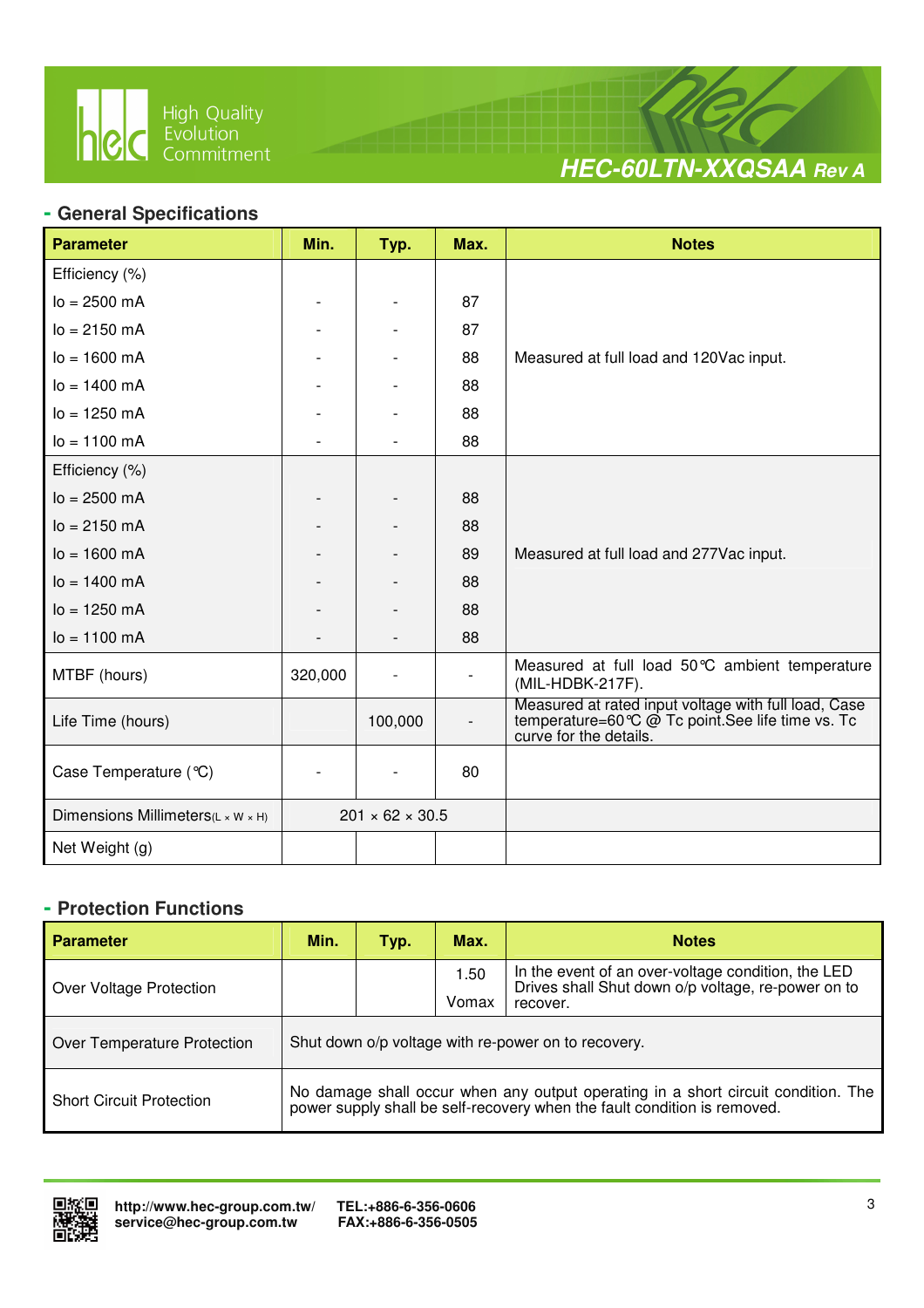## - General Specifications

| Parameter | Min. | Typ. | Max. | Notes |
|---|---|---|---|---|
| Efficiency (%) | | | | |
| Io = 2500 mA | - | - | 87 | Measured at full load and 120Vac input. |
| Io = 2150 mA | - | - | 87 | |
| Io = 1600 mA | - | - | 88 | |
| Io = 1400 mA | - | - | 88 | |
| Io = 1250 mA | - | - | 88 | |
| Io = 1100 mA | - | - | 88 | |
| Efficiency (%) | | | | |
| Io = 2500 mA | - | - | 88 | Measured at full load and 277Vac input. |
| Io = 2150 mA | - | - | 88 | |
| Io = 1600 mA | - | - | 89 | |
| Io = 1400 mA | - | - | 88 | |
| Io = 1250 mA | - | - | 88 | |
| Io = 1100 mA | - | - | 88 | |
| MTBF (hours) | 320,000 | - | - | Measured at full load 50℃ ambient temperature (MIL-HDBK-217F). |
| Life Time (hours) | | 100,000 | - | Measured at rated input voltage with full load, Case temperature=60℃ @ Tc point.See life time vs. Tc curve for the details. |
| Case Temperature (℃) | - | - | 80 | |
| Dimensions Millimeters(L × W × H) | 201 × 62 × 30.5 | | | |
| Net Weight (g) | | | | |

## - Protection Functions

| Parameter | Min. | Typ. | Max. | Notes |
|---|---|---|---|---|
| Over Voltage Protection | | | 1.50 Vomax | In the event of an over-voltage condition, the LED Drives shall Shut down o/p voltage, re-power on to recover. |
| Over Temperature Protection | Shut down o/p voltage with re-power on to recovery. | | | |
| Short Circuit Protection | No damage shall occur when any output operating in a short circuit condition. The power supply shall be self-recovery when the fault condition is removed. | | | |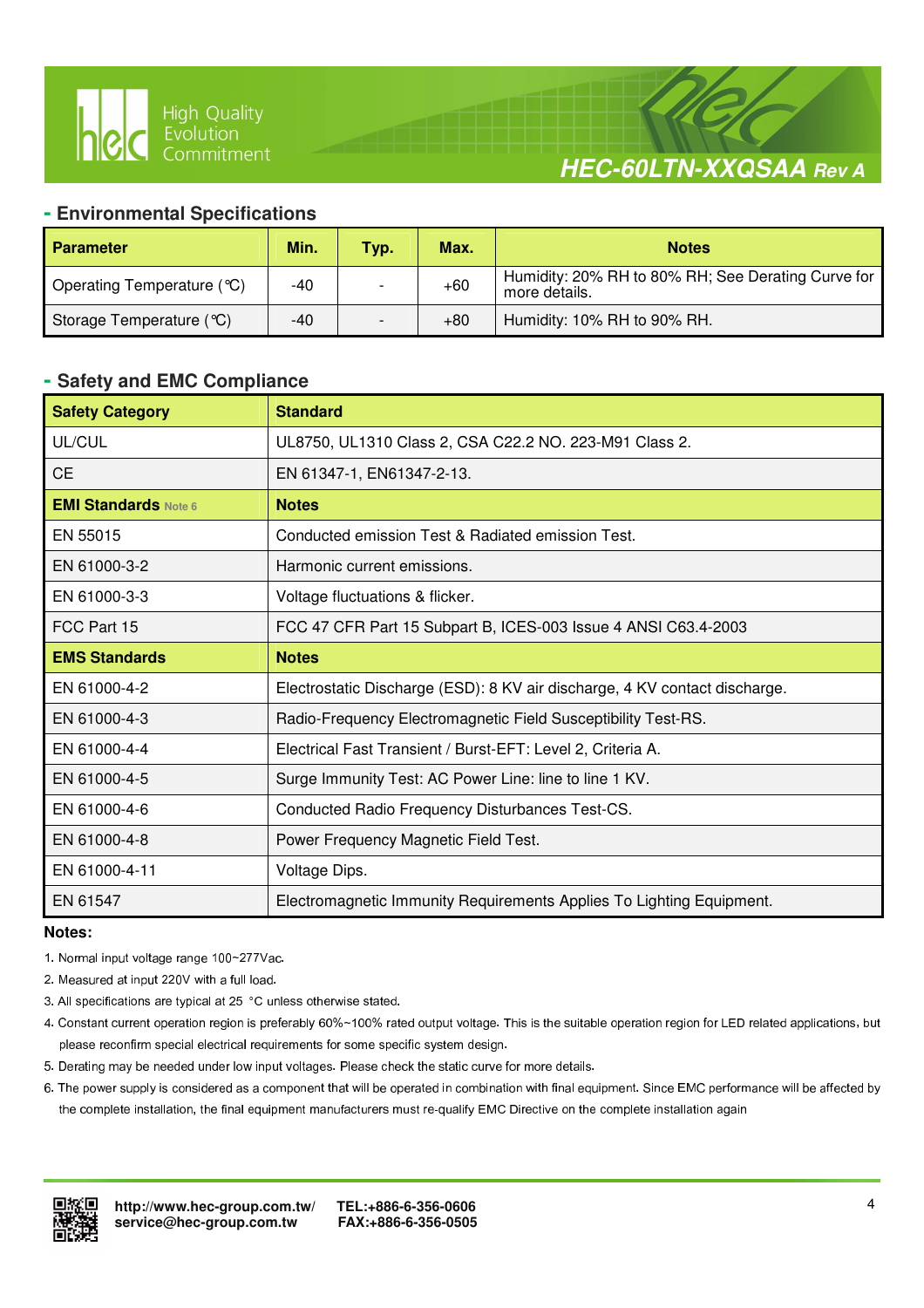## - Environmental Specifications

| Parameter | Min. | Typ. | Max. | Notes |
|---|---|---|---|---|
| Operating Temperature (℃) | -40 | - | +60 | Humidity: 20% RH to 80% RH; See Derating Curve for more details. |
| Storage Temperature (℃) | -40 | - | +80 | Humidity: 10% RH to 90% RH. |

## - Safety and EMC Compliance

| Safety Category | Standard |
|---|---|
| UL/CUL | UL8750, UL1310 Class 2, CSA C22.2 NO. 223-M91 Class 2. |
| CE | EN 61347-1, EN61347-2-13. |
| **EMI Standards** Note 6 | **Notes** |
| EN 55015 | Conducted emission Test & Radiated emission Test. |
| EN 61000-3-2 | Harmonic current emissions. |
| EN 61000-3-3 | Voltage fluctuations & flicker. |
| FCC Part 15 | FCC 47 CFR Part 15 Subpart B, ICES-003 Issue 4 ANSI C63.4-2003 |
| **EMS Standards** | **Notes** |
| EN 61000-4-2 | Electrostatic Discharge (ESD): 8 KV air discharge, 4 KV contact discharge. |
| EN 61000-4-3 | Radio-Frequency Electromagnetic Field Susceptibility Test-RS. |
| EN 61000-4-4 | Electrical Fast Transient / Burst-EFT: Level 2, Criteria A. |
| EN 61000-4-5 | Surge Immunity Test: AC Power Line: line to line 1 KV. |
| EN 61000-4-6 | Conducted Radio Frequency Disturbances Test-CS. |
| EN 61000-4-8 | Power Frequency Magnetic Field Test. |
| EN 61000-4-11 | Voltage Dips. |
| EN 61547 | Electromagnetic Immunity Requirements Applies To Lighting Equipment. |

**Notes:**

1. Normal input voltage range 100~277Vac.
2. Measured at input 220V with a full load.
3. All specifications are typical at 25 °C unless otherwise stated.
4. Constant current operation region is preferably 60%~100% rated output voltage. This is the suitable operation region for LED related applications, but please reconfirm special electrical requirements for some specific system design.
5. Derating may be needed under low input voltages. Please check the static curve for more details.
6. The power supply is considered as a component that will be operated in combination with final equipment. Since EMC performance will be affected by the complete installation, the final equipment manufacturers must re-qualify EMC Directive on the complete installation again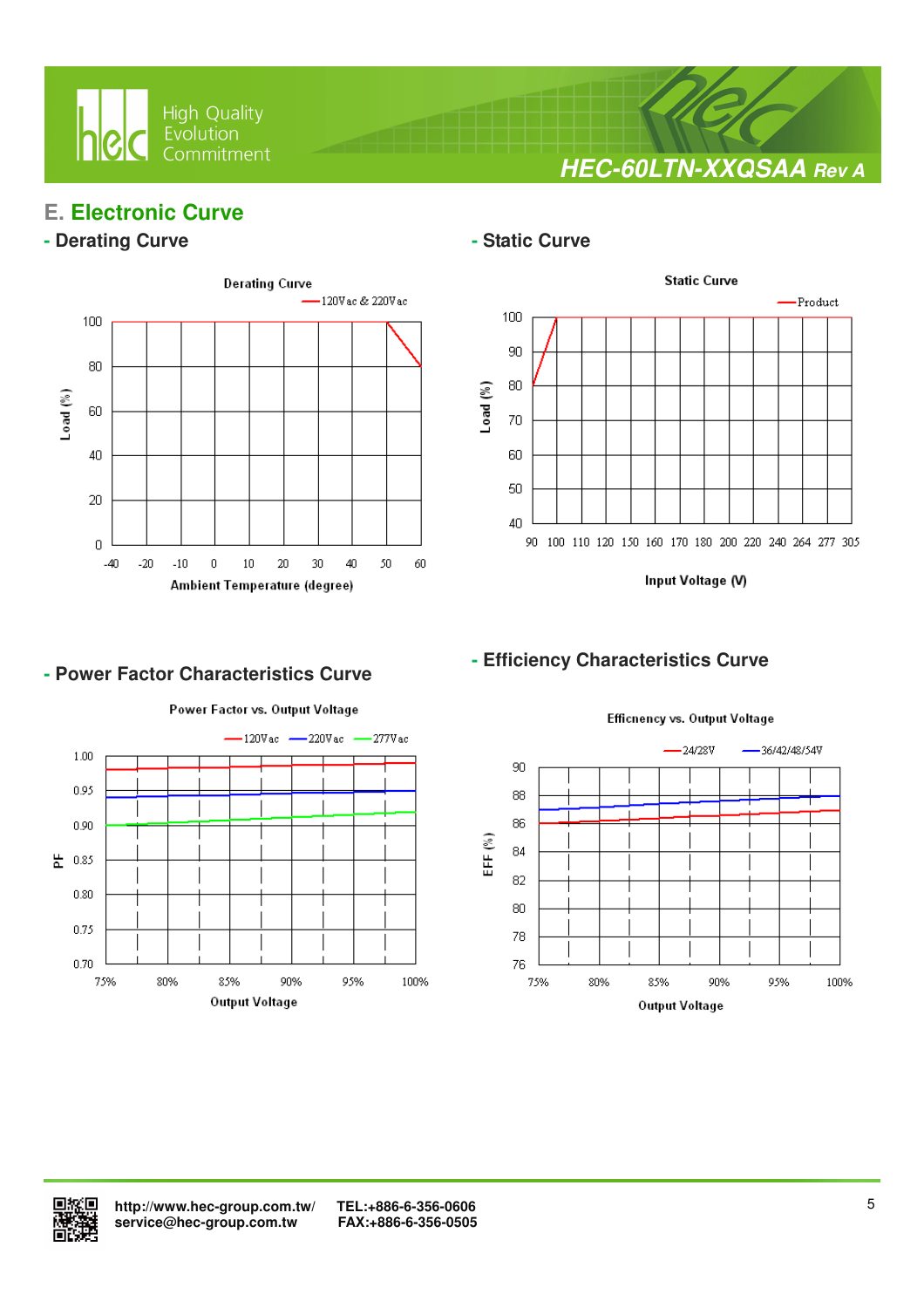## E. Electronic Curve

### - Derating Curve

Derating Curve

120Vac & 220Vac

Load (%)

Ambient Temperature (degree)

### - Static Curve

Static Curve

Product

Load (%)

Input Voltage (V)

### - Power Factor Characteristics Curve

Power Factor vs. Output Voltage

120Vac 220Vac 277Vac

PF

Output Voltage

### - Efficiency Characteristics Curve

Efficnency vs. Output Voltage

24/28V 36/42/48/54V

EFF (%)

Output Voltage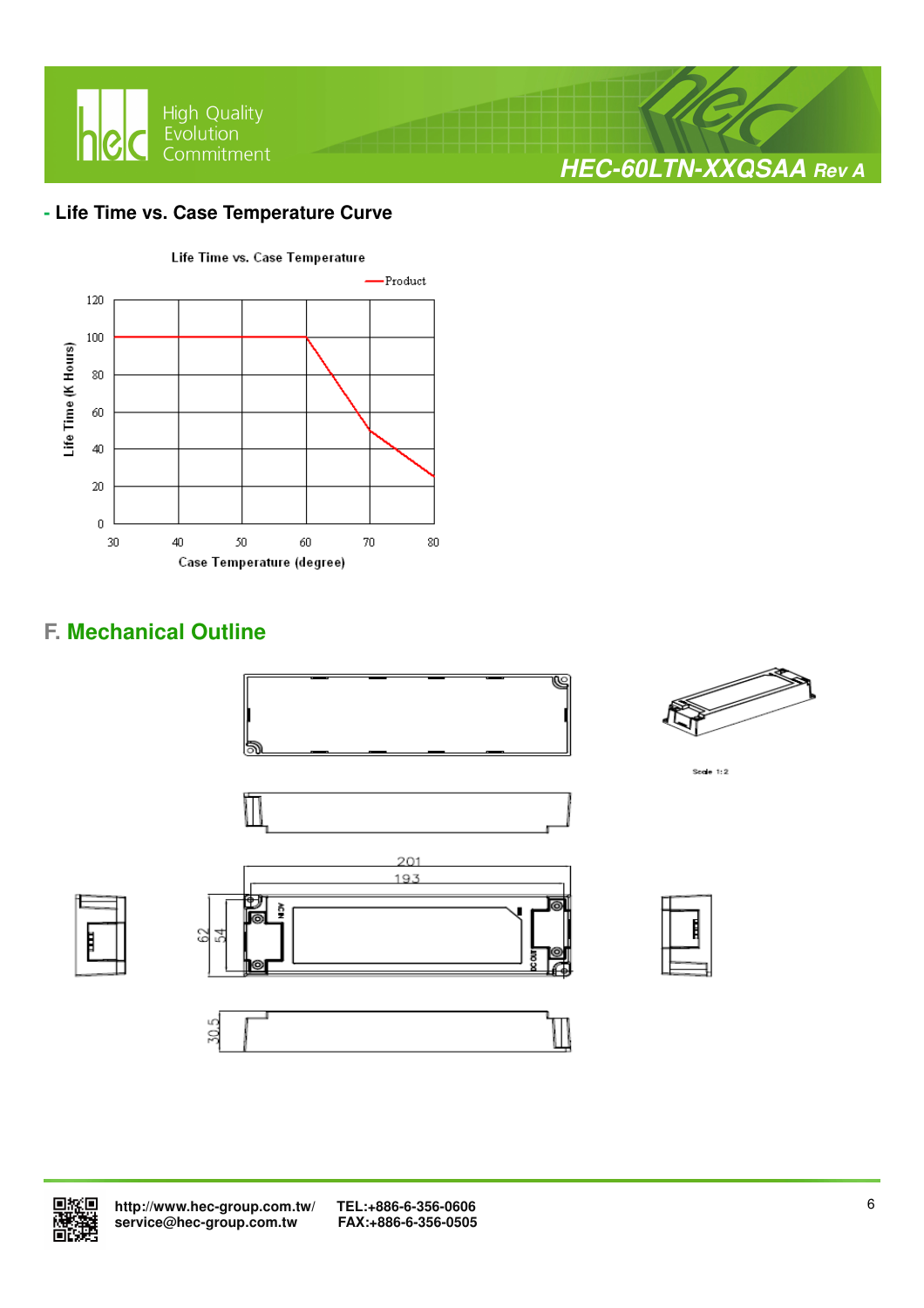- **Life Time vs. Case Temperature Curve**

Life Time vs. Case Temperature

Product

Life Time (K Hours)

Case Temperature (degree)

## F. Mechanical Outline

Scale 1:2

201

193

62

54

30.5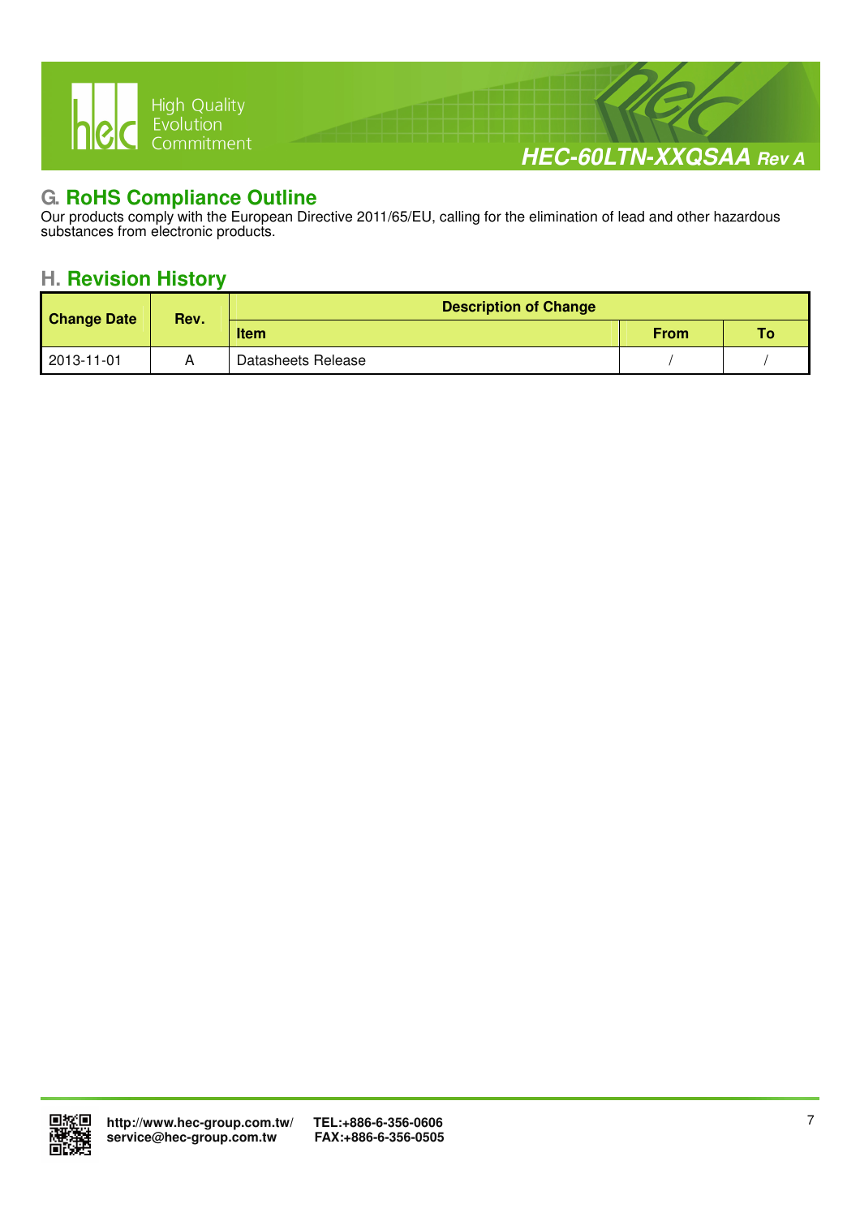## G. RoHS Compliance Outline

Our products comply with the European Directive 2011/65/EU, calling for the elimination of lead and other hazardous substances from electronic products.

## H. Revision History

| Change Date | Rev. | Description of Change | | |
|---|---|---|---|---|
| | | **Item** | **From** | **To** |
| 2013-11-01 | A | Datasheets Release | / | / |